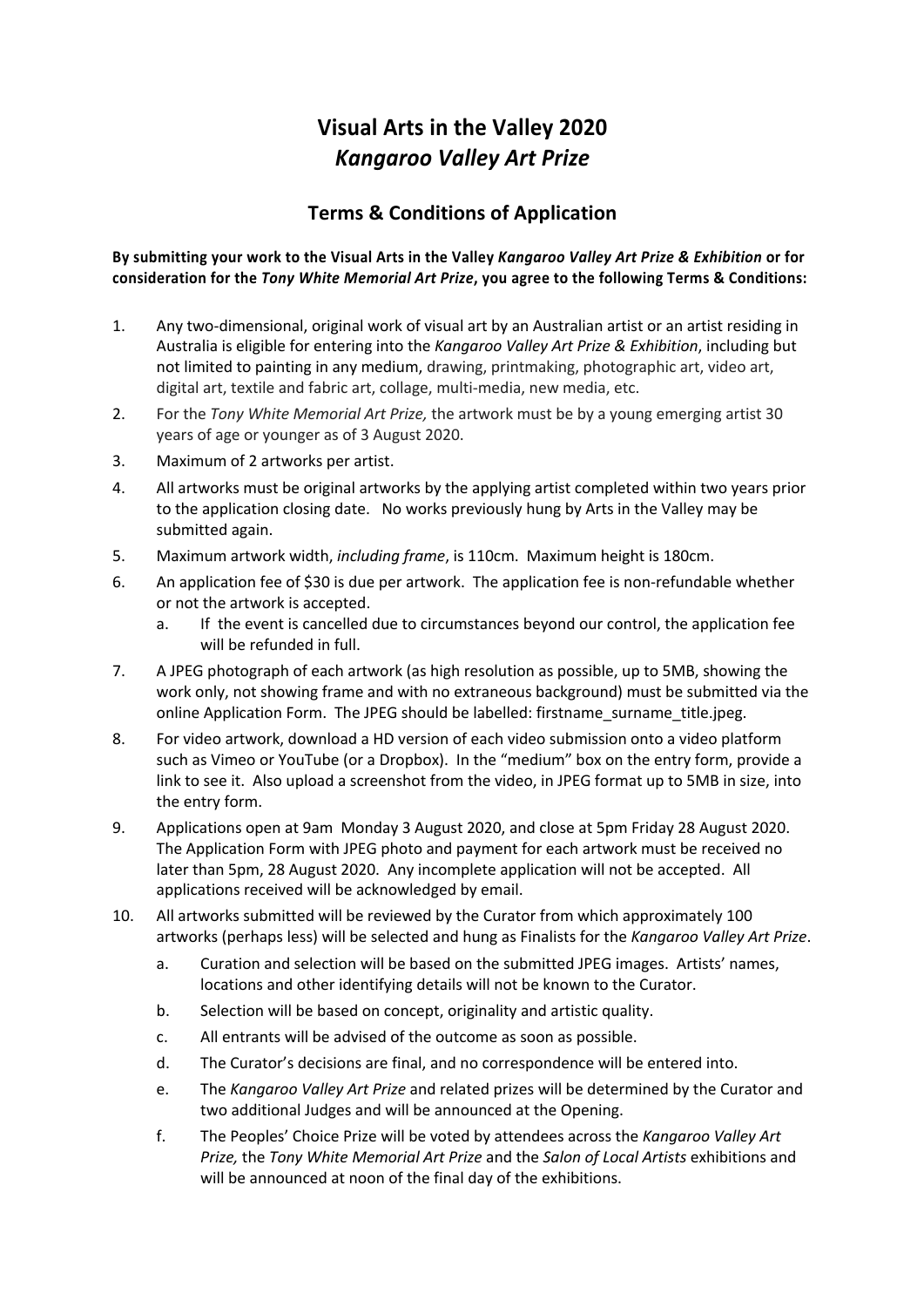# Visual Arts in the Valley 2020
# *Kangaroo Valley Art Prize*

## Terms & Conditions of Application

**By submitting your work to the Visual Arts in the Valley *Kangaroo Valley Art Prize & Exhibition* or for consideration for the *Tony White Memorial Art Prize*, you agree to the following Terms & Conditions:**

1. Any two-dimensional, original work of visual art by an Australian artist or an artist residing in Australia is eligible for entering into the *Kangaroo Valley Art Prize & Exhibition*, including but not limited to painting in any medium, drawing, printmaking, photographic art, video art, digital art, textile and fabric art, collage, multi-media, new media, etc.
2. For the *Tony White Memorial Art Prize,* the artwork must be by a young emerging artist 30 years of age or younger as of 3 August 2020.
3. Maximum of 2 artworks per artist.
4. All artworks must be original artworks by the applying artist completed within two years prior to the application closing date. No works previously hung by Arts in the Valley may be submitted again.
5. Maximum artwork width, *including frame*, is 110cm. Maximum height is 180cm.
6. An application fee of $30 is due per artwork. The application fee is non-refundable whether or not the artwork is accepted.
   a. If the event is cancelled due to circumstances beyond our control, the application fee will be refunded in full.
7. A JPEG photograph of each artwork (as high resolution as possible, up to 5MB, showing the work only, not showing frame and with no extraneous background) must be submitted via the online Application Form. The JPEG should be labelled: firstname_surname_title.jpeg.
8. For video artwork, download a HD version of each video submission onto a video platform such as Vimeo or YouTube (or a Dropbox). In the "medium" box on the entry form, provide a link to see it. Also upload a screenshot from the video, in JPEG format up to 5MB in size, into the entry form.
9. Applications open at 9am Monday 3 August 2020, and close at 5pm Friday 28 August 2020. The Application Form with JPEG photo and payment for each artwork must be received no later than 5pm, 28 August 2020. Any incomplete application will not be accepted. All applications received will be acknowledged by email.
10. All artworks submitted will be reviewed by the Curator from which approximately 100 artworks (perhaps less) will be selected and hung as Finalists for the *Kangaroo Valley Art Prize*.
    a. Curation and selection will be based on the submitted JPEG images. Artists' names, locations and other identifying details will not be known to the Curator.
    b. Selection will be based on concept, originality and artistic quality.
    c. All entrants will be advised of the outcome as soon as possible.
    d. The Curator's decisions are final, and no correspondence will be entered into.
    e. The *Kangaroo Valley Art Prize* and related prizes will be determined by the Curator and two additional Judges and will be announced at the Opening.
    f. The Peoples' Choice Prize will be voted by attendees across the *Kangaroo Valley Art Prize,* the *Tony White Memorial Art Prize* and the *Salon of Local Artists* exhibitions and will be announced at noon of the final day of the exhibitions.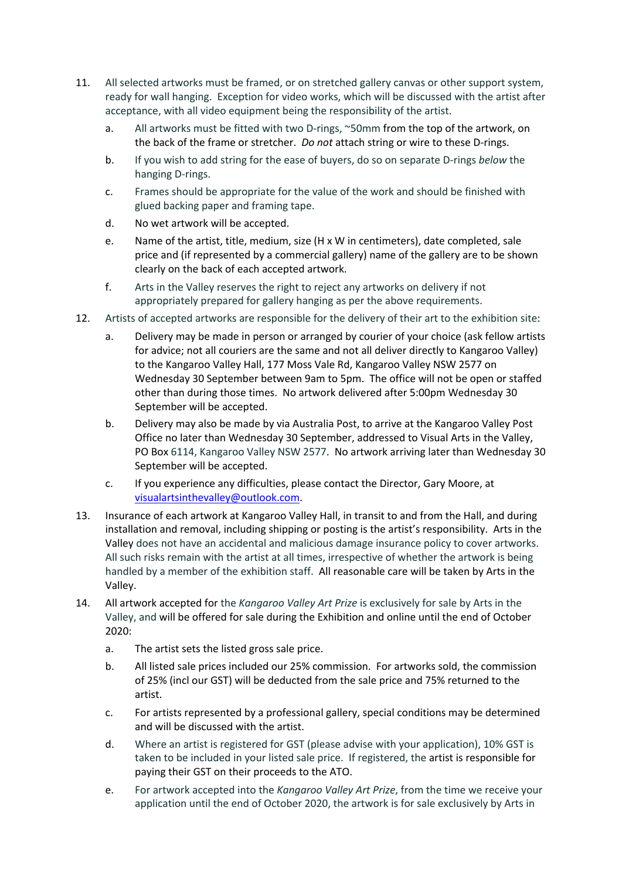11. All selected artworks must be framed, or on stretched gallery canvas or other support system, ready for wall hanging. Exception for video works, which will be discussed with the artist after acceptance, with all video equipment being the responsibility of the artist.
    a. All artworks must be fitted with two D-rings, ~50mm from the top of the artwork, on the back of the frame or stretcher. *Do not* attach string or wire to these D-rings.
    b. If you wish to add string for the ease of buyers, do so on separate D-rings *below* the hanging D-rings.
    c. Frames should be appropriate for the value of the work and should be finished with glued backing paper and framing tape.
    d. No wet artwork will be accepted.
    e. Name of the artist, title, medium, size (H x W in centimeters), date completed, sale price and (if represented by a commercial gallery) name of the gallery are to be shown clearly on the back of each accepted artwork.
    f. Arts in the Valley reserves the right to reject any artworks on delivery if not appropriately prepared for gallery hanging as per the above requirements.
12. Artists of accepted artworks are responsible for the delivery of their art to the exhibition site:
    a. Delivery may be made in person or arranged by courier of your choice (ask fellow artists for advice; not all couriers are the same and not all deliver directly to Kangaroo Valley) to the Kangaroo Valley Hall, 177 Moss Vale Rd, Kangaroo Valley NSW 2577 on Wednesday 30 September between 9am to 5pm. The office will not be open or staffed other than during those times. No artwork delivered after 5:00pm Wednesday 30 September will be accepted.
    b. Delivery may also be made by via Australia Post, to arrive at the Kangaroo Valley Post Office no later than Wednesday 30 September, addressed to Visual Arts in the Valley, PO Box 6114, Kangaroo Valley NSW 2577. No artwork arriving later than Wednesday 30 September will be accepted.
    c. If you experience any difficulties, please contact the Director, Gary Moore, at visualartsinthevalley@outlook.com.
13. Insurance of each artwork at Kangaroo Valley Hall, in transit to and from the Hall, and during installation and removal, including shipping or posting is the artist's responsibility. Arts in the Valley does not have an accidental and malicious damage insurance policy to cover artworks. All such risks remain with the artist at all times, irrespective of whether the artwork is being handled by a member of the exhibition staff. All reasonable care will be taken by Arts in the Valley.
14. All artwork accepted for the *Kangaroo Valley Art Prize* is exclusively for sale by Arts in the Valley, and will be offered for sale during the Exhibition and online until the end of October 2020:
    a. The artist sets the listed gross sale price.
    b. All listed sale prices included our 25% commission. For artworks sold, the commission of 25% (incl our GST) will be deducted from the sale price and 75% returned to the artist.
    c. For artists represented by a professional gallery, special conditions may be determined and will be discussed with the artist.
    d. Where an artist is registered for GST (please advise with your application), 10% GST is taken to be included in your listed sale price. If registered, the artist is responsible for paying their GST on their proceeds to the ATO.
    e. For artwork accepted into the *Kangaroo Valley Art Prize*, from the time we receive your application until the end of October 2020, the artwork is for sale exclusively by Arts in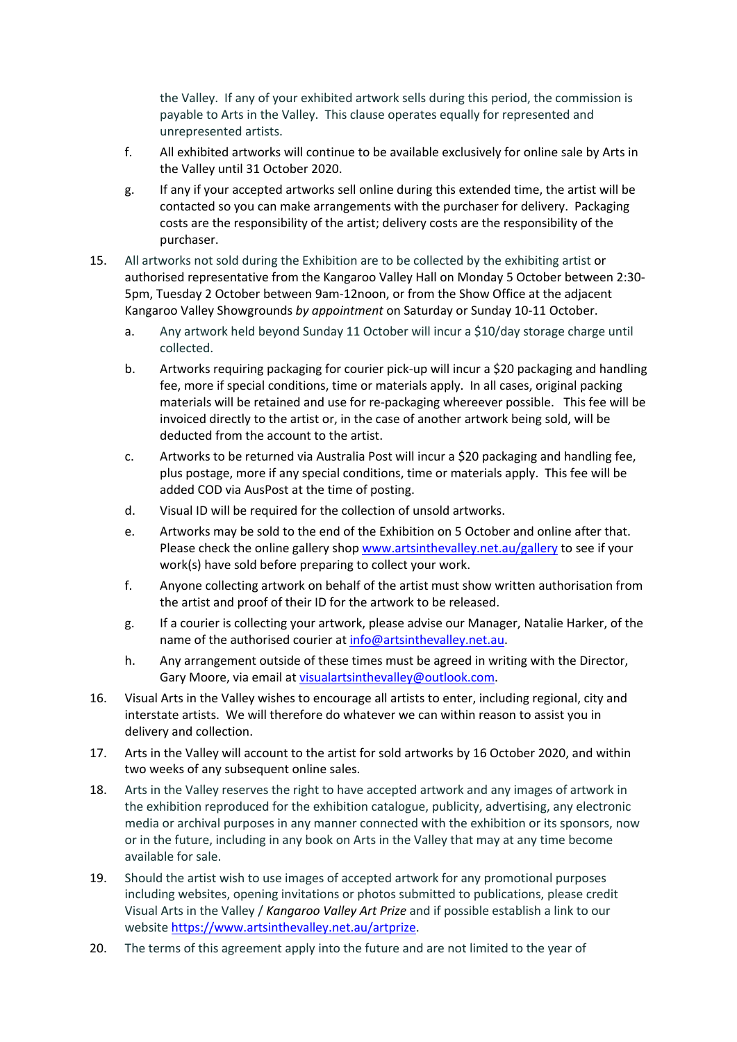the Valley. If any of your exhibited artwork sells during this period, the commission is payable to Arts in the Valley. This clause operates equally for represented and unrepresented artists.

f. All exhibited artworks will continue to be available exclusively for online sale by Arts in the Valley until 31 October 2020.

g. If any if your accepted artworks sell online during this extended time, the artist will be contacted so you can make arrangements with the purchaser for delivery. Packaging costs are the responsibility of the artist; delivery costs are the responsibility of the purchaser.

15. All artworks not sold during the Exhibition are to be collected by the exhibiting artist or authorised representative from the Kangaroo Valley Hall on Monday 5 October between 2:30-5pm, Tuesday 2 October between 9am-12noon, or from the Show Office at the adjacent Kangaroo Valley Showgrounds *by appointment* on Saturday or Sunday 10-11 October.

    a. Any artwork held beyond Sunday 11 October will incur a $10/day storage charge until collected.

    b. Artworks requiring packaging for courier pick-up will incur a $20 packaging and handling fee, more if special conditions, time or materials apply. In all cases, original packing materials will be retained and use for re-packaging whereever possible. This fee will be invoiced directly to the artist or, in the case of another artwork being sold, will be deducted from the account to the artist.

    c. Artworks to be returned via Australia Post will incur a $20 packaging and handling fee, plus postage, more if any special conditions, time or materials apply. This fee will be added COD via AusPost at the time of posting.

    d. Visual ID will be required for the collection of unsold artworks.

    e. Artworks may be sold to the end of the Exhibition on 5 October and online after that. Please check the online gallery shop www.artsinthevalley.net.au/gallery to see if your work(s) have sold before preparing to collect your work.

    f. Anyone collecting artwork on behalf of the artist must show written authorisation from the artist and proof of their ID for the artwork to be released.

    g. If a courier is collecting your artwork, please advise our Manager, Natalie Harker, of the name of the authorised courier at info@artsinthevalley.net.au.

    h. Any arrangement outside of these times must be agreed in writing with the Director, Gary Moore, via email at visualartsinthevalley@outlook.com.

16. Visual Arts in the Valley wishes to encourage all artists to enter, including regional, city and interstate artists. We will therefore do whatever we can within reason to assist you in delivery and collection.

17. Arts in the Valley will account to the artist for sold artworks by 16 October 2020, and within two weeks of any subsequent online sales.

18. Arts in the Valley reserves the right to have accepted artwork and any images of artwork in the exhibition reproduced for the exhibition catalogue, publicity, advertising, any electronic media or archival purposes in any manner connected with the exhibition or its sponsors, now or in the future, including in any book on Arts in the Valley that may at any time become available for sale.

19. Should the artist wish to use images of accepted artwork for any promotional purposes including websites, opening invitations or photos submitted to publications, please credit Visual Arts in the Valley / *Kangaroo Valley Art Prize* and if possible establish a link to our website https://www.artsinthevalley.net.au/artprize.

20. The terms of this agreement apply into the future and are not limited to the year of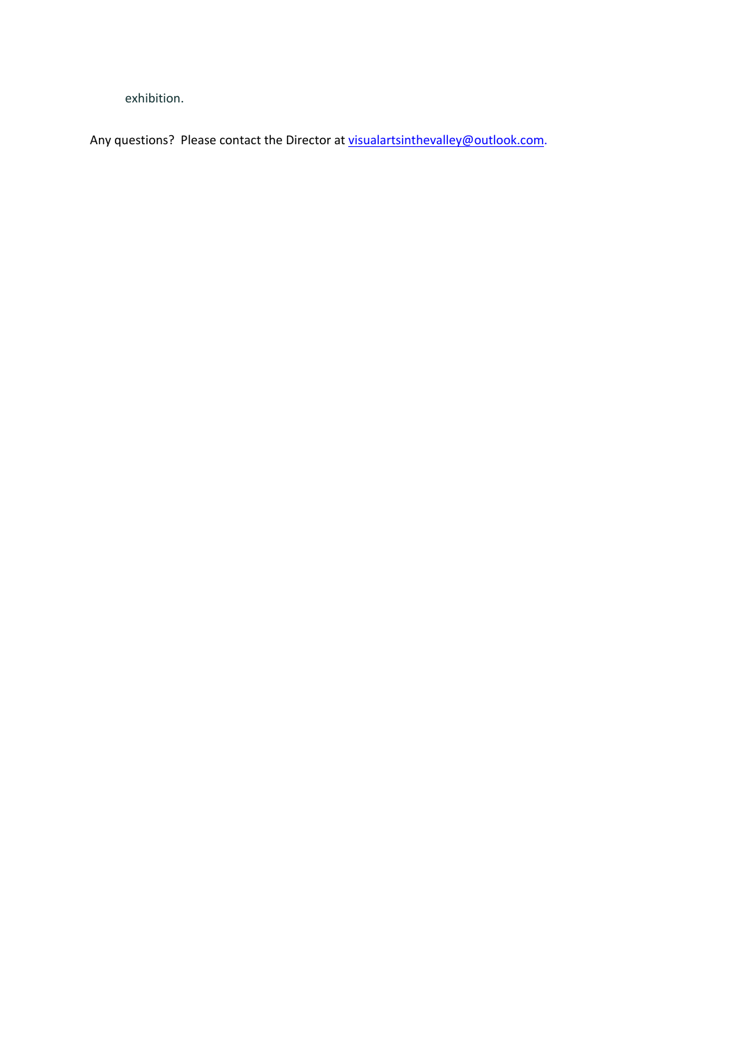exhibition.

Any questions? Please contact the Director at visualartsinthevalley@outlook.com.